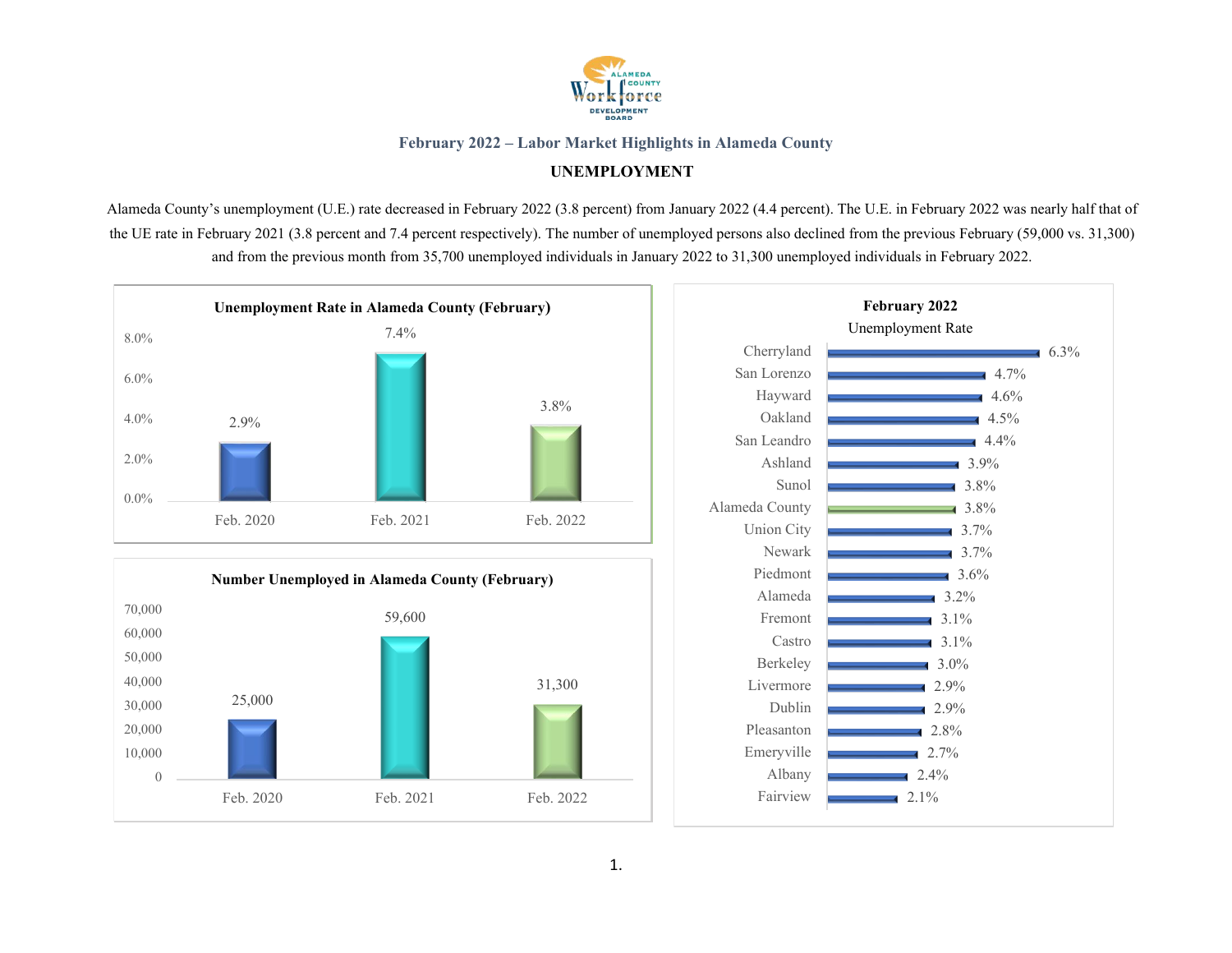# February 2022 – Labor Market Highlights in Alameda County

## UNEMPLOYMENT

Alameda County's unemployment (U.E.) rate decreased in February 2022 (3.8 percent) from January 2022 (4.4 percent). The U.E. in February 2022 was nearly half that of the UE rate in February 2021 (3.8 percent and 7.4 percent respectively). The number of unemployed persons also declined from the previous February (59,000 vs. 31,300) and from the previous month from 35,700 unemployed individuals in January 2022 to 31,300 unemployed individuals in February 2022.

**Unemployment Rate in Alameda County (February)**

| | Feb. 2020 | Feb. 2021 | Feb. 2022 |
|---|---|---|---|
| Unemployment Rate | 2.9% | 7.4% | 3.8% |

**Number Unemployed in Alameda County (February)**

| | Feb. 2020 | Feb. 2021 | Feb. 2022 |
|---|---|---|---|
| Number Unemployed | 25,000 | 59,600 | 31,300 |

**February 2022 Unemployment Rate**

| Area | Unemployment Rate |
|---|---|
| Cherryland | 6.3% |
| San Lorenzo | 4.7% |
| Hayward | 4.6% |
| Oakland | 4.5% |
| San Leandro | 4.4% |
| Ashland | 3.9% |
| Sunol | 3.8% |
| Alameda County | 3.8% |
| Union City | 3.7% |
| Newark | 3.7% |
| Piedmont | 3.6% |
| Alameda | 3.2% |
| Fremont | 3.1% |
| Castro | 3.1% |
| Berkeley | 3.0% |
| Livermore | 2.9% |
| Dublin | 2.9% |
| Pleasanton | 2.8% |
| Emeryville | 2.7% |
| Albany | 2.4% |
| Fairview | 2.1% |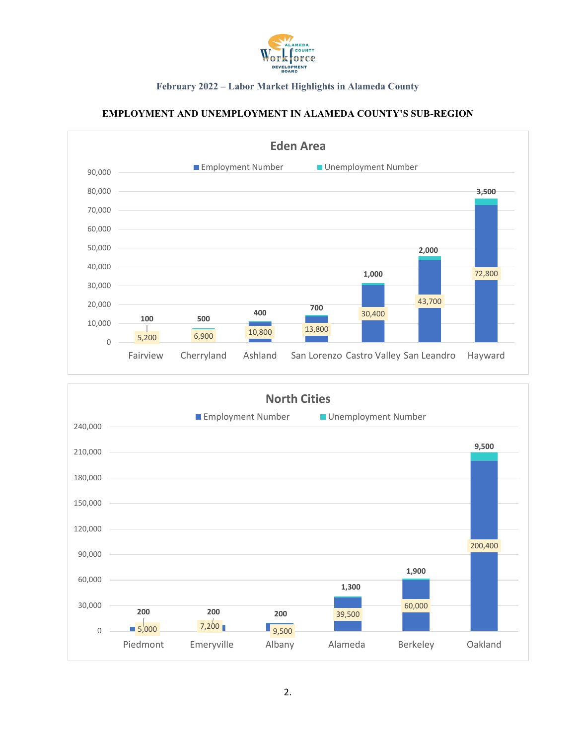**February 2022 – Labor Market Highlights in Alameda County**

## EMPLOYMENT AND UNEMPLOYMENT IN ALAMEDA COUNTY'S SUB-REGION

### Eden Area

| City | Employment Number | Unemployment Number |
|---|---|---|
| Fairview | 5,200 | 100 |
| Cherryland | 6,900 | 500 |
| Ashland | 10,800 | 400 |
| San Lorenzo | 13,800 | 700 |
| Castro Valley | 30,400 | 1,000 |
| San Leandro | 43,700 | 2,000 |
| Hayward | 72,800 | 3,500 |

### North Cities

| City | Employment Number | Unemployment Number |
|---|---|---|
| Piedmont | 5,000 | 200 |
| Emeryville | 7,200 | 200 |
| Albany | 9,500 | 200 |
| Alameda | 39,500 | 1,300 |
| Berkeley | 60,000 | 1,900 |
| Oakland | 200,400 | 9,500 |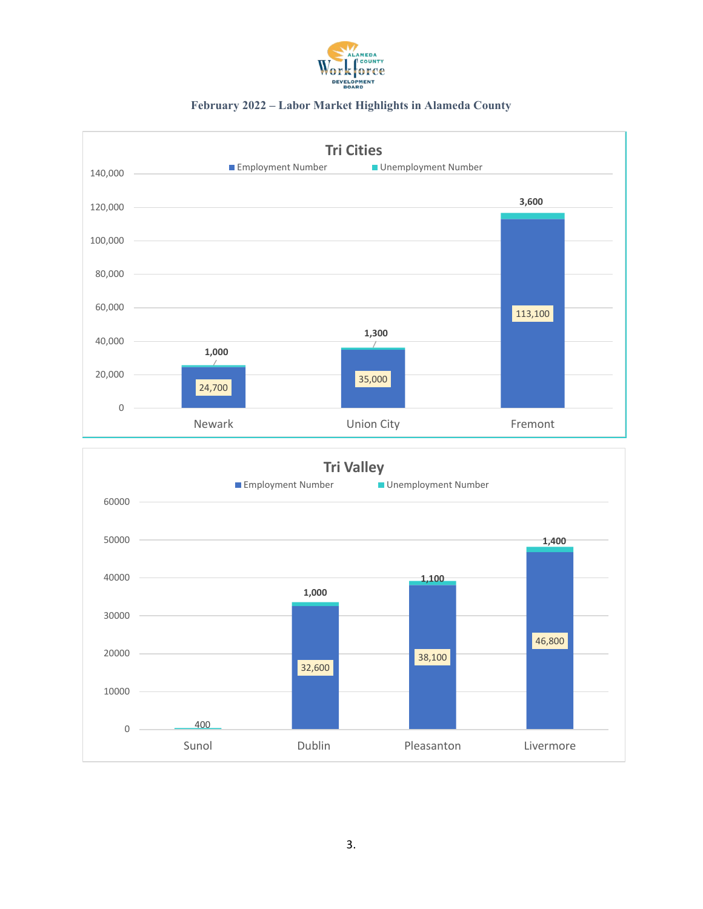**February 2022 – Labor Market Highlights in Alameda County**

## Tri Cities

| City | Employment Number | Unemployment Number |
|---|---|---|
| Newark | 24,700 | 1,000 |
| Union City | 35,000 | 1,300 |
| Fremont | 113,100 | 3,600 |

## Tri Valley

| City | Employment Number | Unemployment Number |
|---|---|---|
| Sunol | | 400 |
| Dublin | 32,600 | 1,000 |
| Pleasanton | 38,100 | 1,100 |
| Livermore | 46,800 | 1,400 |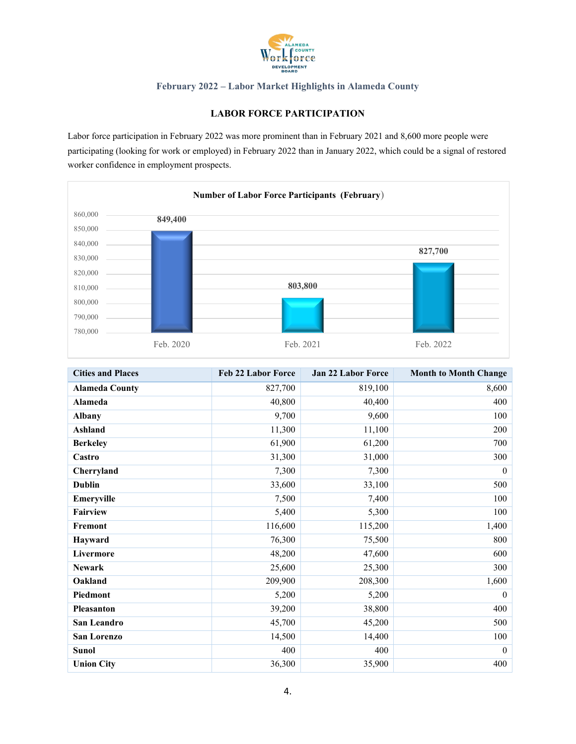February 2022 – Labor Market Highlights in Alameda County

## LABOR FORCE PARTICIPATION

Labor force participation in February 2022 was more prominent than in February 2021 and 8,600 more people were participating (looking for work or employed) in February 2022 than in January 2022, which could be a signal of restored worker confidence in employment prospects.

**Number of Labor Force Participants (February)**

| | Feb. 2020 | Feb. 2021 | Feb. 2022 |
|---|---|---|---|
| Labor Force Participants | 849,400 | 803,800 | 827,700 |

| Cities and Places | Feb 22 Labor Force | Jan 22 Labor Force | Month to Month Change |
|---|---|---|---|
| **Alameda County** | 827,700 | 819,100 | 8,600 |
| **Alameda** | 40,800 | 40,400 | 400 |
| **Albany** | 9,700 | 9,600 | 100 |
| **Ashland** | 11,300 | 11,100 | 200 |
| **Berkeley** | 61,900 | 61,200 | 700 |
| **Castro** | 31,300 | 31,000 | 300 |
| **Cherryland** | 7,300 | 7,300 | 0 |
| **Dublin** | 33,600 | 33,100 | 500 |
| **Emeryville** | 7,500 | 7,400 | 100 |
| **Fairview** | 5,400 | 5,300 | 100 |
| **Fremont** | 116,600 | 115,200 | 1,400 |
| **Hayward** | 76,300 | 75,500 | 800 |
| **Livermore** | 48,200 | 47,600 | 600 |
| **Newark** | 25,600 | 25,300 | 300 |
| **Oakland** | 209,900 | 208,300 | 1,600 |
| **Piedmont** | 5,200 | 5,200 | 0 |
| **Pleasanton** | 39,200 | 38,800 | 400 |
| **San Leandro** | 45,700 | 45,200 | 500 |
| **San Lorenzo** | 14,500 | 14,400 | 100 |
| **Sunol** | 400 | 400 | 0 |
| **Union City** | 36,300 | 35,900 | 400 |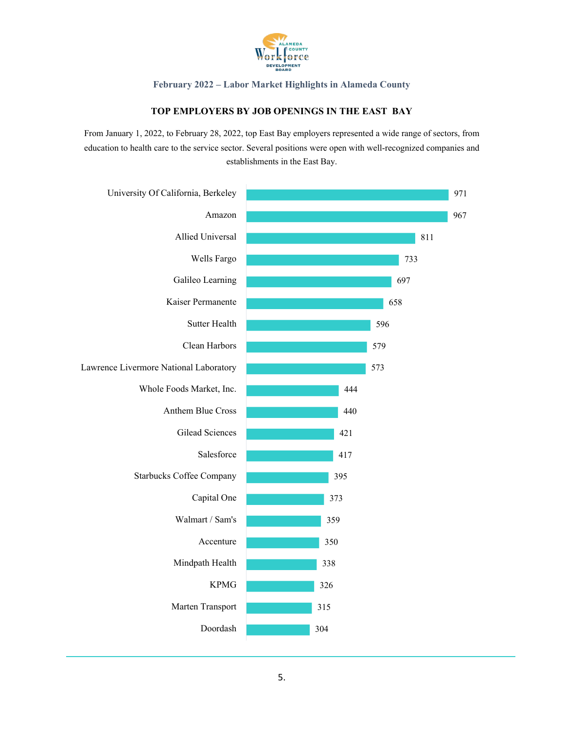February 2022 – Labor Market Highlights in Alameda County

## TOP EMPLOYERS BY JOB OPENINGS IN THE EAST BAY

From January 1, 2022, to February 28, 2022, top East Bay employers represented a wide range of sectors, from education to health care to the service sector. Several positions were open with well-recognized companies and establishments in the East Bay.

| Employer | Job Openings |
|---|---|
| University Of California, Berkeley | 971 |
| Amazon | 967 |
| Allied Universal | 811 |
| Wells Fargo | 733 |
| Galileo Learning | 697 |
| Kaiser Permanente | 658 |
| Sutter Health | 596 |
| Clean Harbors | 579 |
| Lawrence Livermore National Laboratory | 573 |
| Whole Foods Market, Inc. | 444 |
| Anthem Blue Cross | 440 |
| Gilead Sciences | 421 |
| Salesforce | 417 |
| Starbucks Coffee Company | 395 |
| Capital One | 373 |
| Walmart / Sam's | 359 |
| Accenture | 350 |
| Mindpath Health | 338 |
| KPMG | 326 |
| Marten Transport | 315 |
| Doordash | 304 |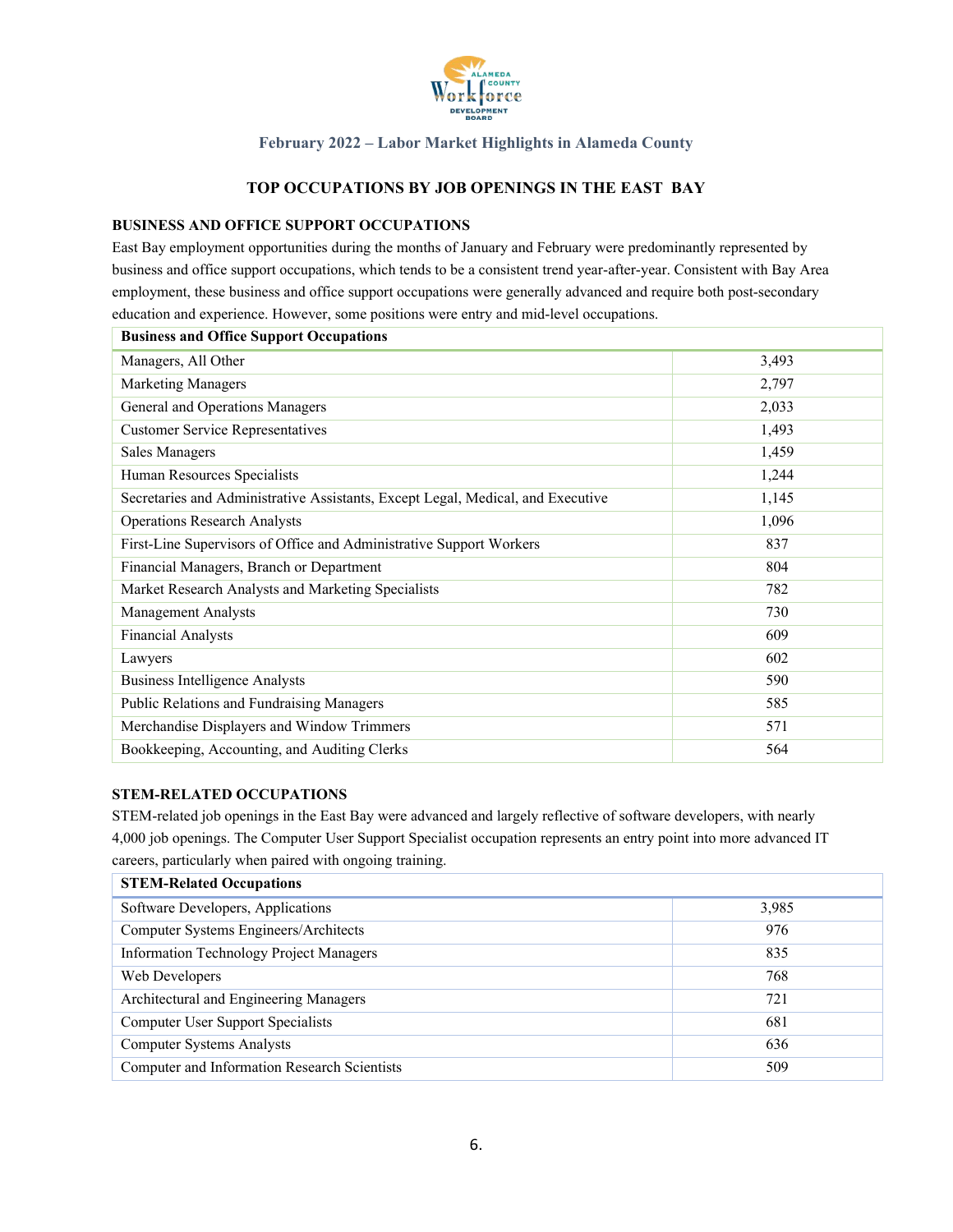February 2022 – Labor Market Highlights in Alameda County

## TOP OCCUPATIONS BY JOB OPENINGS IN THE EAST BAY

### BUSINESS AND OFFICE SUPPORT OCCUPATIONS

East Bay employment opportunities during the months of January and February were predominantly represented by business and office support occupations, which tends to be a consistent trend year-after-year. Consistent with Bay Area employment, these business and office support occupations were generally advanced and require both post-secondary education and experience. However, some positions were entry and mid-level occupations.

| Business and Office Support Occupations | |
|---|---|
| Managers, All Other | 3,493 |
| Marketing Managers | 2,797 |
| General and Operations Managers | 2,033 |
| Customer Service Representatives | 1,493 |
| Sales Managers | 1,459 |
| Human Resources Specialists | 1,244 |
| Secretaries and Administrative Assistants, Except Legal, Medical, and Executive | 1,145 |
| Operations Research Analysts | 1,096 |
| First-Line Supervisors of Office and Administrative Support Workers | 837 |
| Financial Managers, Branch or Department | 804 |
| Market Research Analysts and Marketing Specialists | 782 |
| Management Analysts | 730 |
| Financial Analysts | 609 |
| Lawyers | 602 |
| Business Intelligence Analysts | 590 |
| Public Relations and Fundraising Managers | 585 |
| Merchandise Displayers and Window Trimmers | 571 |
| Bookkeeping, Accounting, and Auditing Clerks | 564 |

### STEM-RELATED OCCUPATIONS

STEM-related job openings in the East Bay were advanced and largely reflective of software developers, with nearly 4,000 job openings. The Computer User Support Specialist occupation represents an entry point into more advanced IT careers, particularly when paired with ongoing training.

| STEM-Related Occupations | |
|---|---|
| Software Developers, Applications | 3,985 |
| Computer Systems Engineers/Architects | 976 |
| Information Technology Project Managers | 835 |
| Web Developers | 768 |
| Architectural and Engineering Managers | 721 |
| Computer User Support Specialists | 681 |
| Computer Systems Analysts | 636 |
| Computer and Information Research Scientists | 509 |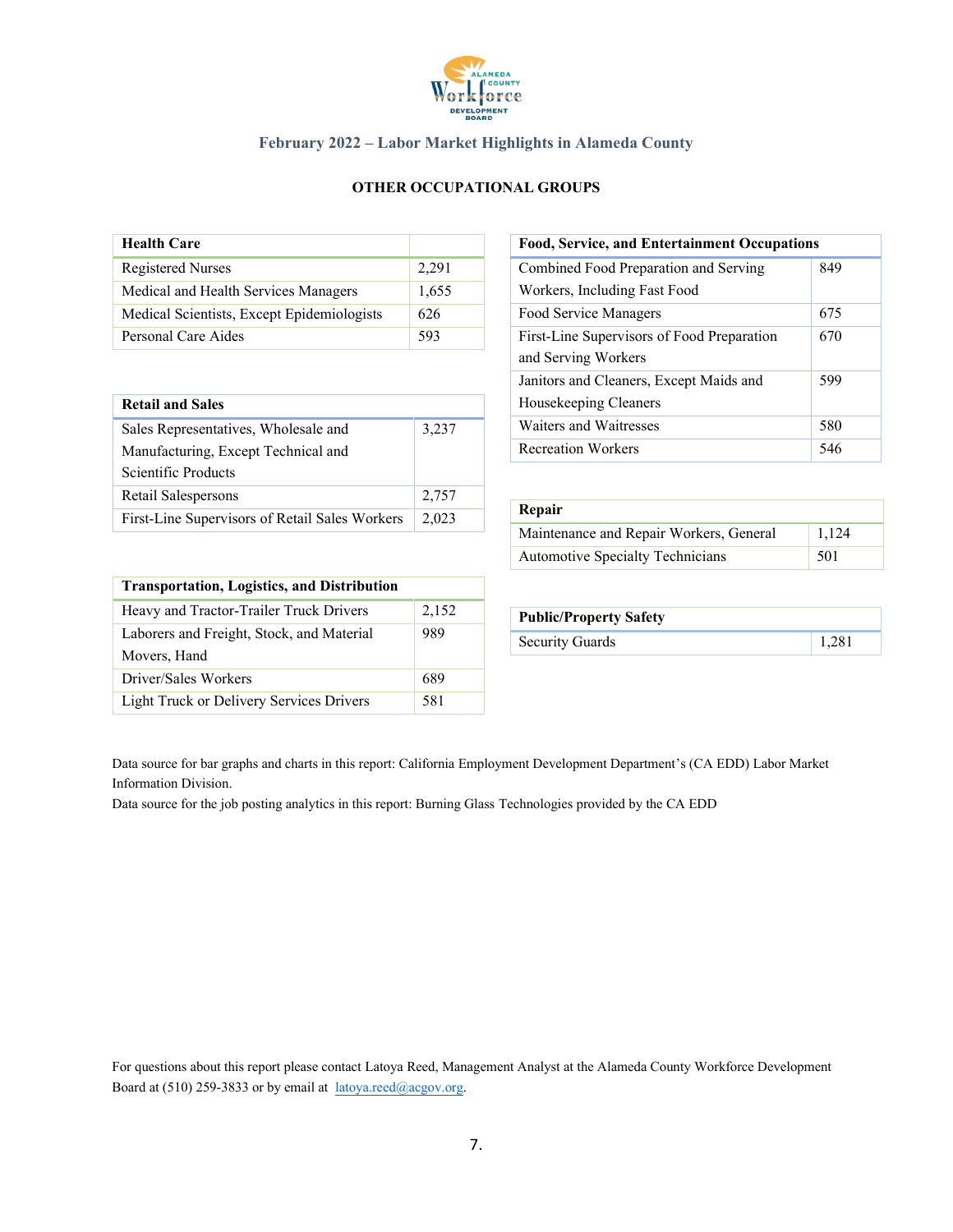February 2022 – Labor Market Highlights in Alameda County

## OTHER OCCUPATIONAL GROUPS

| Health Care | |
|---|---|
| Registered Nurses | 2,291 |
| Medical and Health Services Managers | 1,655 |
| Medical Scientists, Except Epidemiologists | 626 |
| Personal Care Aides | 593 |

| Retail and Sales | |
|---|---|
| Sales Representatives, Wholesale and Manufacturing, Except Technical and Scientific Products | 3,237 |
| Retail Salespersons | 2,757 |
| First-Line Supervisors of Retail Sales Workers | 2,023 |

| Transportation, Logistics, and Distribution | |
|---|---|
| Heavy and Tractor-Trailer Truck Drivers | 2,152 |
| Laborers and Freight, Stock, and Material Movers, Hand | 989 |
| Driver/Sales Workers | 689 |
| Light Truck or Delivery Services Drivers | 581 |

| Food, Service, and Entertainment Occupations | |
|---|---|
| Combined Food Preparation and Serving Workers, Including Fast Food | 849 |
| Food Service Managers | 675 |
| First-Line Supervisors of Food Preparation and Serving Workers | 670 |
| Janitors and Cleaners, Except Maids and Housekeeping Cleaners | 599 |
| Waiters and Waitresses | 580 |
| Recreation Workers | 546 |

| Repair | |
|---|---|
| Maintenance and Repair Workers, General | 1,124 |
| Automotive Specialty Technicians | 501 |

| Public/Property Safety | |
|---|---|
| Security Guards | 1,281 |

Data source for bar graphs and charts in this report: California Employment Development Department's (CA EDD) Labor Market Information Division.

Data source for the job posting analytics in this report: Burning Glass Technologies provided by the CA EDD

For questions about this report please contact Latoya Reed, Management Analyst at the Alameda County Workforce Development Board at (510) 259-3833 or by email at latoya.reed@acgov.org.